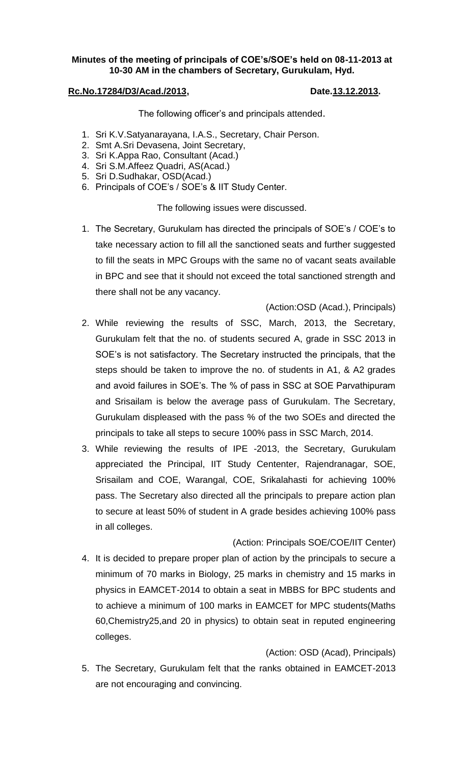**Minutes of the meeting of principals of COE's/SOE's held on 08-11-2013 at 10-30 AM in the chambers of Secretary, Gurukulam, Hyd.**

**Rc.No.17284/D3/Acad./2013,** **Date.13.12.2013.**

The following officer's and principals attended.

1. Sri K.V.Satyanarayana, I.A.S., Secretary, Chair Person.
2. Smt A.Sri Devasena, Joint Secretary,
3. Sri K.Appa Rao, Consultant (Acad.)
4. Sri S.M.Affeez Quadri, AS(Acad.)
5. Sri D.Sudhakar, OSD(Acad.)
6. Principals of COE's / SOE's & IIT Study Center.

The following issues were discussed.

1. The Secretary, Gurukulam has directed the principals of SOE's / COE's to take necessary action to fill all the sanctioned seats and further suggested to fill the seats in MPC Groups with the same no of vacant seats available in BPC and see that it should not exceed the total sanctioned strength and there shall not be any vacancy.

   (Action:OSD (Acad.), Principals)

2. While reviewing the results of SSC, March, 2013, the Secretary, Gurukulam felt that the no. of students secured A, grade in SSC 2013 in SOE's is not satisfactory. The Secretary instructed the principals, that the steps should be taken to improve the no. of students in A1, & A2 grades and avoid failures in SOE's. The % of pass in SSC at SOE Parvathipuram and Srisailam is below the average pass of Gurukulam. The Secretary, Gurukulam displeased with the pass % of the two SOEs and directed the principals to take all steps to secure 100% pass in SSC March, 2014.

3. While reviewing the results of IPE -2013, the Secretary, Gurukulam appreciated the Principal, IIT Study Cententer, Rajendranagar, SOE, Srisailam and COE, Warangal, COE, Srikalahasti for achieving 100% pass. The Secretary also directed all the principals to prepare action plan to secure at least 50% of student in A grade besides achieving 100% pass in all colleges.

   (Action: Principals SOE/COE/IIT Center)

4. It is decided to prepare proper plan of action by the principals to secure a minimum of 70 marks in Biology, 25 marks in chemistry and 15 marks in physics in EAMCET-2014 to obtain a seat in MBBS for BPC students and to achieve a minimum of 100 marks in EAMCET for MPC students(Maths 60,Chemistry25,and 20 in physics) to obtain seat in reputed engineering colleges.

   (Action: OSD (Acad), Principals)

5. The Secretary, Gurukulam felt that the ranks obtained in EAMCET-2013 are not encouraging and convincing.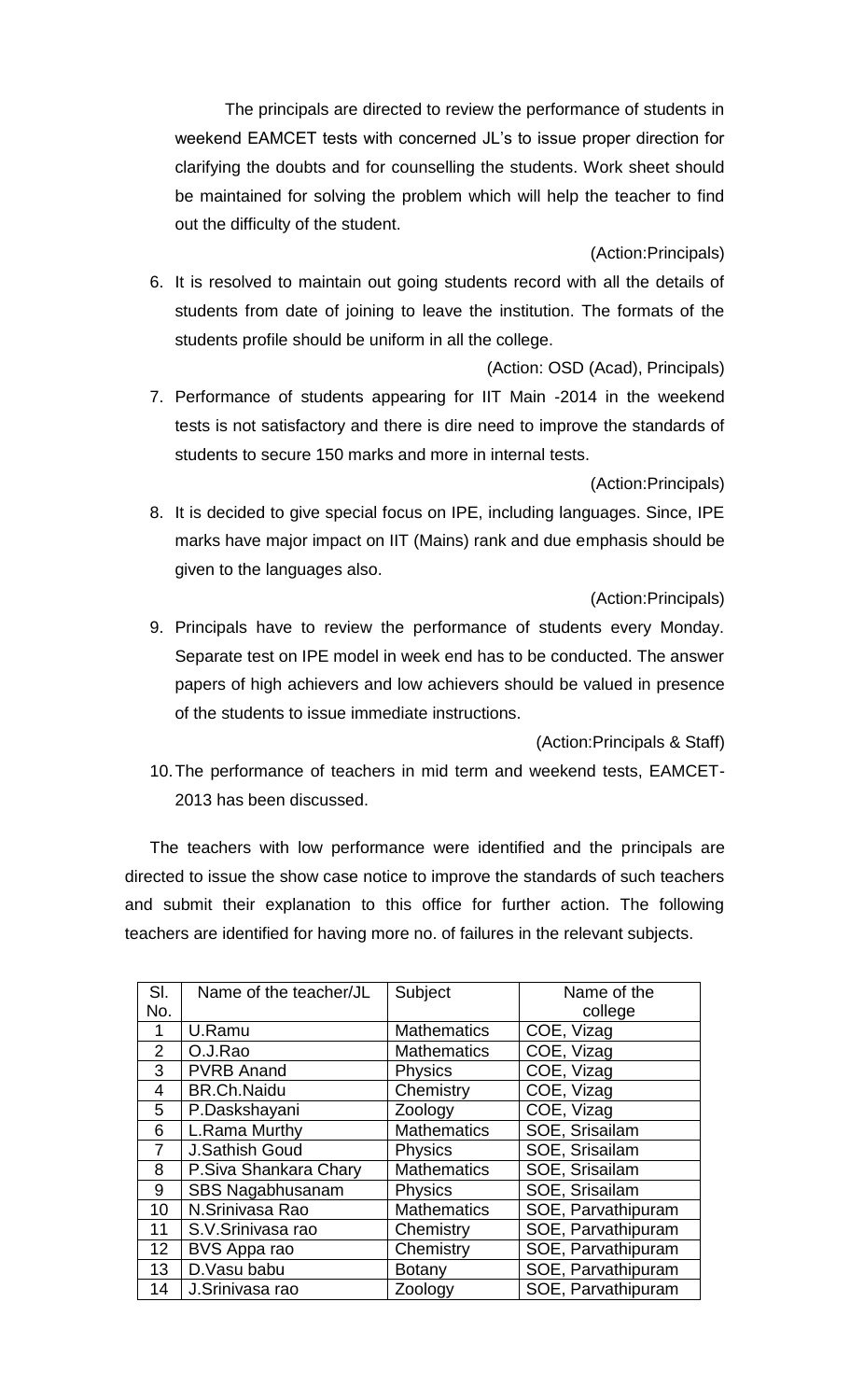The principals are directed to review the performance of students in weekend EAMCET tests with concerned JL's to issue proper direction for clarifying the doubts and for counselling the students. Work sheet should be maintained for solving the problem which will help the teacher to find out the difficulty of the student.

(Action:Principals)

6. It is resolved to maintain out going students record with all the details of students from date of joining to leave the institution. The formats of the students profile should be uniform in all the college.

   (Action: OSD (Acad), Principals)

7. Performance of students appearing for IIT Main -2014 in the weekend tests is not satisfactory and there is dire need to improve the standards of students to secure 150 marks and more in internal tests.

   (Action:Principals)

8. It is decided to give special focus on IPE, including languages. Since, IPE marks have major impact on IIT (Mains) rank and due emphasis should be given to the languages also.

   (Action:Principals)

9. Principals have to review the performance of students every Monday. Separate test on IPE model in week end has to be conducted. The answer papers of high achievers and low achievers should be valued in presence of the students to issue immediate instructions.

   (Action:Principals & Staff)

10. The performance of teachers in mid term and weekend tests, EAMCET-2013 has been discussed.

The teachers with low performance were identified and the principals are directed to issue the show case notice to improve the standards of such teachers and submit their explanation to this office for further action. The following teachers are identified for having more no. of failures in the relevant subjects.

| Sl. No. | Name of the teacher/JL | Subject | Name of the college |
|---|---|---|---|
| 1 | U.Ramu | Mathematics | COE, Vizag |
| 2 | O.J.Rao | Mathematics | COE, Vizag |
| 3 | PVRB Anand | Physics | COE, Vizag |
| 4 | BR.Ch.Naidu | Chemistry | COE, Vizag |
| 5 | P.Daskshayani | Zoology | COE, Vizag |
| 6 | L.Rama Murthy | Mathematics | SOE, Srisailam |
| 7 | J.Sathish Goud | Physics | SOE, Srisailam |
| 8 | P.Siva Shankara Chary | Mathematics | SOE, Srisailam |
| 9 | SBS Nagabhusanam | Physics | SOE, Srisailam |
| 10 | N.Srinivasa Rao | Mathematics | SOE, Parvathipuram |
| 11 | S.V.Srinivasa rao | Chemistry | SOE, Parvathipuram |
| 12 | BVS Appa rao | Chemistry | SOE, Parvathipuram |
| 13 | D.Vasu babu | Botany | SOE, Parvathipuram |
| 14 | J.Srinivasa rao | Zoology | SOE, Parvathipuram |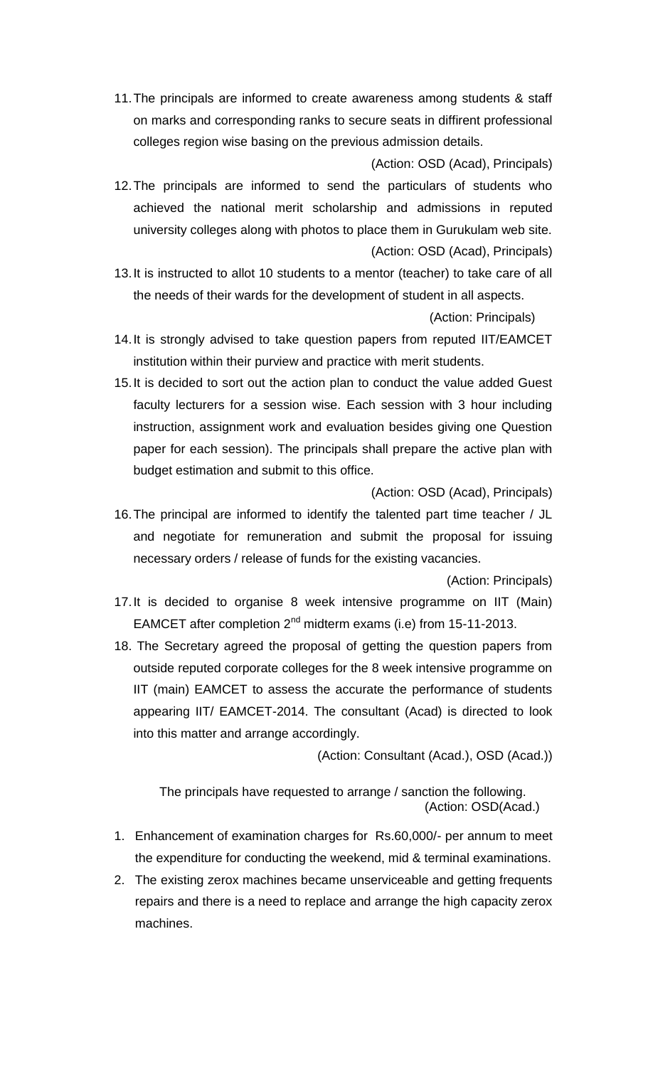11. The principals are informed to create awareness among students & staff on marks and corresponding ranks to secure seats in diffirent professional colleges region wise basing on the previous admission details.

    (Action: OSD (Acad), Principals)

12. The principals are informed to send the particulars of students who achieved the national merit scholarship and admissions in reputed university colleges along with photos to place them in Gurukulam web site.

    (Action: OSD (Acad), Principals)

13. It is instructed to allot 10 students to a mentor (teacher) to take care of all the needs of their wards for the development of student in all aspects.

    (Action: Principals)

14. It is strongly advised to take question papers from reputed IIT/EAMCET institution within their purview and practice with merit students.

15. It is decided to sort out the action plan to conduct the value added Guest faculty lecturers for a session wise. Each session with 3 hour including instruction, assignment work and evaluation besides giving one Question paper for each session). The principals shall prepare the active plan with budget estimation and submit to this office.

    (Action: OSD (Acad), Principals)

16. The principal are informed to identify the talented part time teacher / JL and negotiate for remuneration and submit the proposal for issuing necessary orders / release of funds for the existing vacancies.

    (Action: Principals)

17. It is decided to organise 8 week intensive programme on IIT (Main) EAMCET after completion 2nd midterm exams (i.e) from 15-11-2013.

18. The Secretary agreed the proposal of getting the question papers from outside reputed corporate colleges for the 8 week intensive programme on IIT (main) EAMCET to assess the accurate the performance of students appearing IIT/ EAMCET-2014. The consultant (Acad) is directed to look into this matter and arrange accordingly.

    (Action: Consultant (Acad.), OSD (Acad.))

The principals have requested to arrange / sanction the following.

(Action: OSD(Acad.)

1. Enhancement of examination charges for Rs.60,000/- per annum to meet the expenditure for conducting the weekend, mid & terminal examinations.
2. The existing zerox machines became unserviceable and getting frequents repairs and there is a need to replace and arrange the high capacity zerox machines.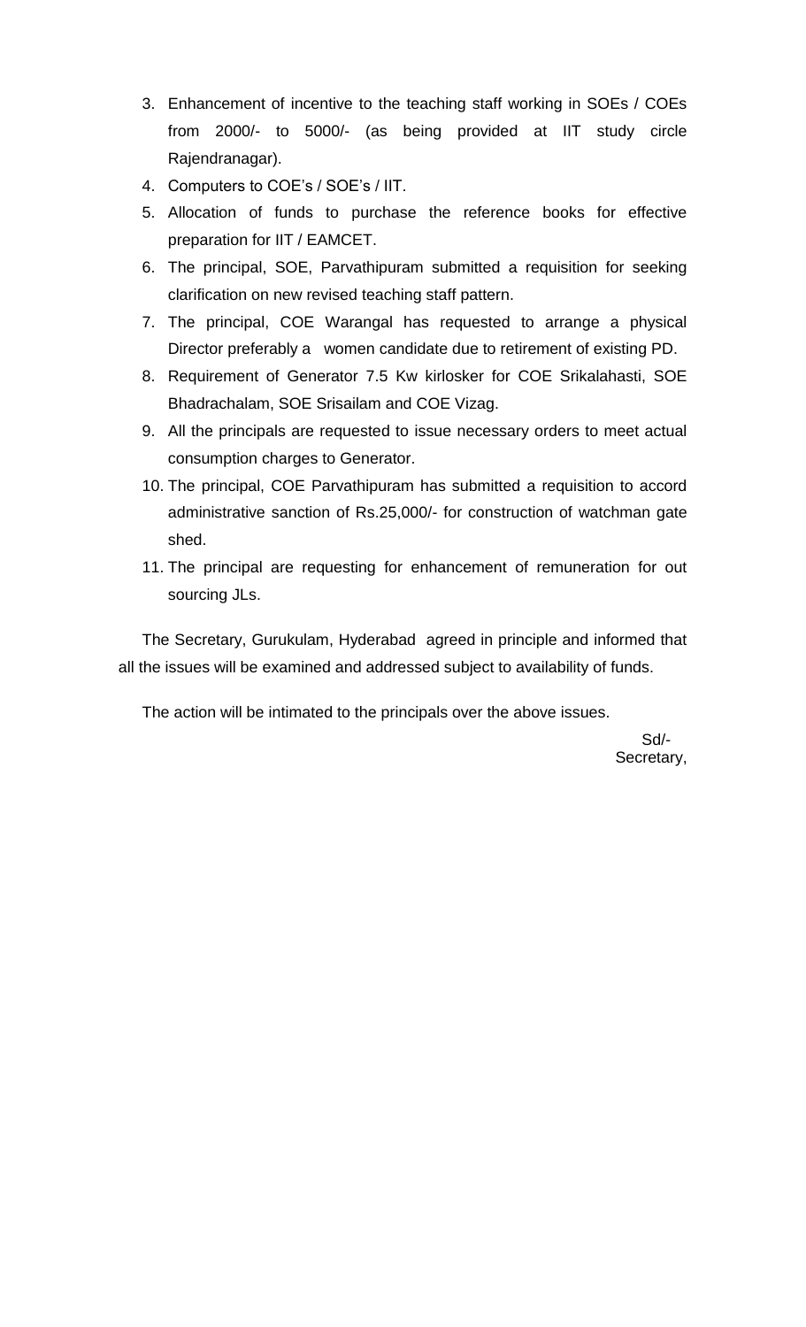3. Enhancement of incentive to the teaching staff working in SOEs / COEs from 2000/- to 5000/- (as being provided at IIT study circle Rajendranagar).
4. Computers to COE's / SOE's / IIT.
5. Allocation of funds to purchase the reference books for effective preparation for IIT / EAMCET.
6. The principal, SOE, Parvathipuram submitted a requisition for seeking clarification on new revised teaching staff pattern.
7. The principal, COE Warangal has requested to arrange a physical Director preferably a women candidate due to retirement of existing PD.
8. Requirement of Generator 7.5 Kw kirlosker for COE Srikalahasti, SOE Bhadrachalam, SOE Srisailam and COE Vizag.
9. All the principals are requested to issue necessary orders to meet actual consumption charges to Generator.
10. The principal, COE Parvathipuram has submitted a requisition to accord administrative sanction of Rs.25,000/- for construction of watchman gate shed.
11. The principal are requesting for enhancement of remuneration for out sourcing JLs.

The Secretary, Gurukulam, Hyderabad agreed in principle and informed that all the issues will be examined and addressed subject to availability of funds.

The action will be intimated to the principals over the above issues.

Sd/-
Secretary,